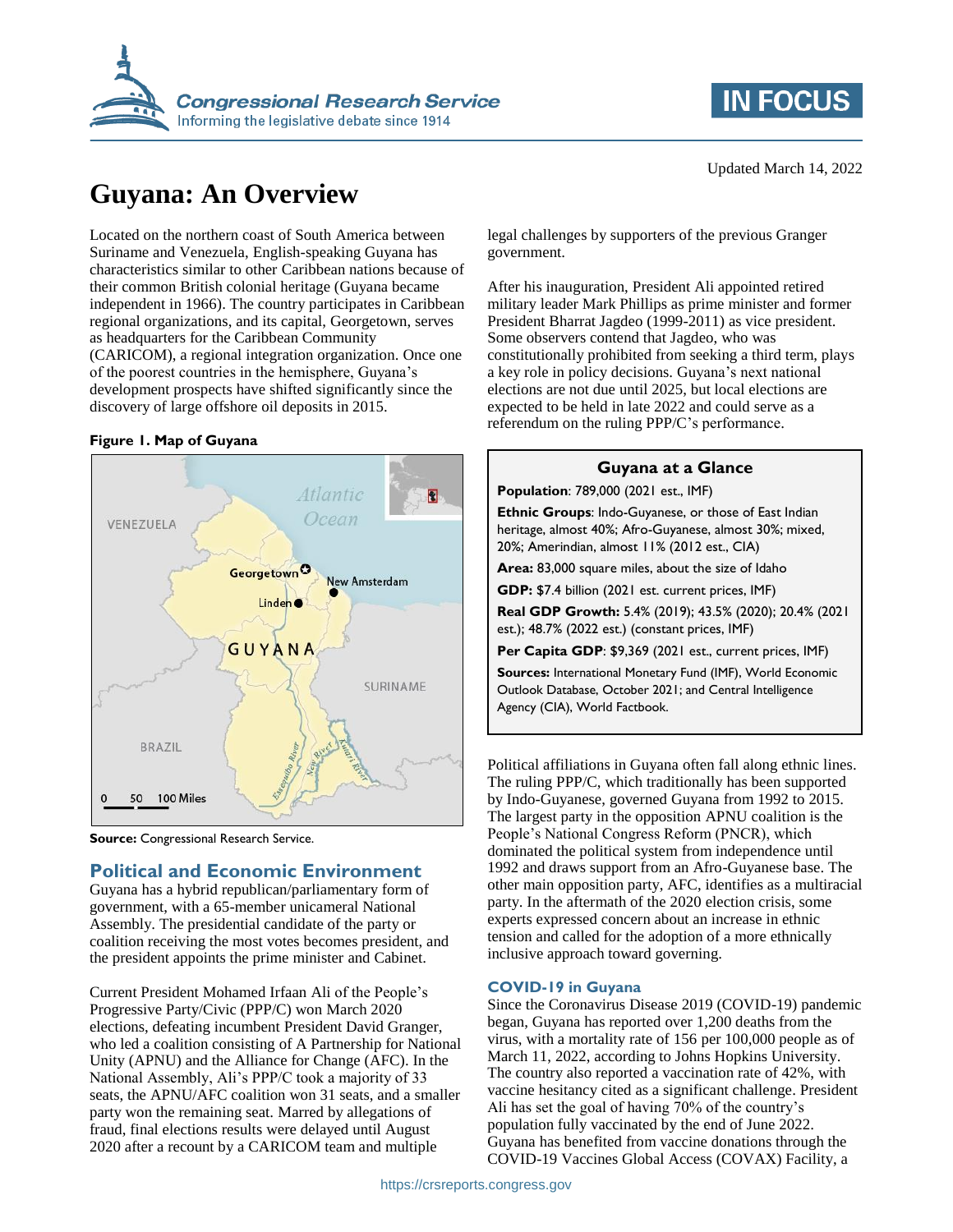Updated March 14, 2022

# Guyana: An Overview

Located on the northern coast of South America between Suriname and Venezuela, English-speaking Guyana has characteristics similar to other Caribbean nations because of their common British colonial heritage (Guyana became independent in 1966). The country participates in Caribbean regional organizations, and its capital, Georgetown, serves as headquarters for the Caribbean Community (CARICOM), a regional integration organization. Once one of the poorest countries in the hemisphere, Guyana's development prospects have shifted significantly since the discovery of large offshore oil deposits in 2015.

**Figure 1. Map of Guyana**

Atlantic Ocean
VENEZUELA
Georgetown
New Amsterdam
Linden
GUYANA
SURINAME
BRAZIL
Essequibo River
New River
Kutari River
0 50 100 Miles

**Source:** Congressional Research Service.

## Political and Economic Environment

Guyana has a hybrid republican/parliamentary form of government, with a 65-member unicameral National Assembly. The presidential candidate of the party or coalition receiving the most votes becomes president, and the president appoints the prime minister and Cabinet.

Current President Mohamed Irfaan Ali of the People's Progressive Party/Civic (PPP/C) won March 2020 elections, defeating incumbent President David Granger, who led a coalition consisting of A Partnership for National Unity (APNU) and the Alliance for Change (AFC). In the National Assembly, Ali's PPP/C took a majority of 33 seats, the APNU/AFC coalition won 31 seats, and a smaller party won the remaining seat. Marred by allegations of fraud, final elections results were delayed until August 2020 after a recount by a CARICOM team and multiple legal challenges by supporters of the previous Granger government.

After his inauguration, President Ali appointed retired military leader Mark Phillips as prime minister and former President Bharrat Jagdeo (1999-2011) as vice president. Some observers contend that Jagdeo, who was constitutionally prohibited from seeking a third term, plays a key role in policy decisions. Guyana's next national elections are not due until 2025, but local elections are expected to be held in late 2022 and could serve as a referendum on the ruling PPP/C's performance.

> **Guyana at a Glance**
>
> **Population**: 789,000 (2021 est., IMF)
>
> **Ethnic Groups**: Indo-Guyanese, or those of East Indian heritage, almost 40%; Afro-Guyanese, almost 30%; mixed, 20%; Amerindian, almost 11% (2012 est., CIA)
>
> **Area:** 83,000 square miles, about the size of Idaho
>
> **GDP:** $7.4 billion (2021 est. current prices, IMF)
>
> **Real GDP Growth:** 5.4% (2019); 43.5% (2020); 20.4% (2021 est.); 48.7% (2022 est.) (constant prices, IMF)
>
> **Per Capita GDP**: $9,369 (2021 est., current prices, IMF)
>
> **Sources:** International Monetary Fund (IMF), World Economic Outlook Database, October 2021; and Central Intelligence Agency (CIA), World Factbook.

Political affiliations in Guyana often fall along ethnic lines. The ruling PPP/C, which traditionally has been supported by Indo-Guyanese, governed Guyana from 1992 to 2015. The largest party in the opposition APNU coalition is the People's National Congress Reform (PNCR), which dominated the political system from independence until 1992 and draws support from an Afro-Guyanese base. The other main opposition party, AFC, identifies as a multiracial party. In the aftermath of the 2020 election crisis, some experts expressed concern about an increase in ethnic tension and called for the adoption of a more ethnically inclusive approach toward governing.

### COVID-19 in Guyana

Since the Coronavirus Disease 2019 (COVID-19) pandemic began, Guyana has reported over 1,200 deaths from the virus, with a mortality rate of 156 per 100,000 people as of March 11, 2022, according to Johns Hopkins University. The country also reported a vaccination rate of 42%, with vaccine hesitancy cited as a significant challenge. President Ali has set the goal of having 70% of the country's population fully vaccinated by the end of June 2022. Guyana has benefited from vaccine donations through the COVID-19 Vaccines Global Access (COVAX) Facility, a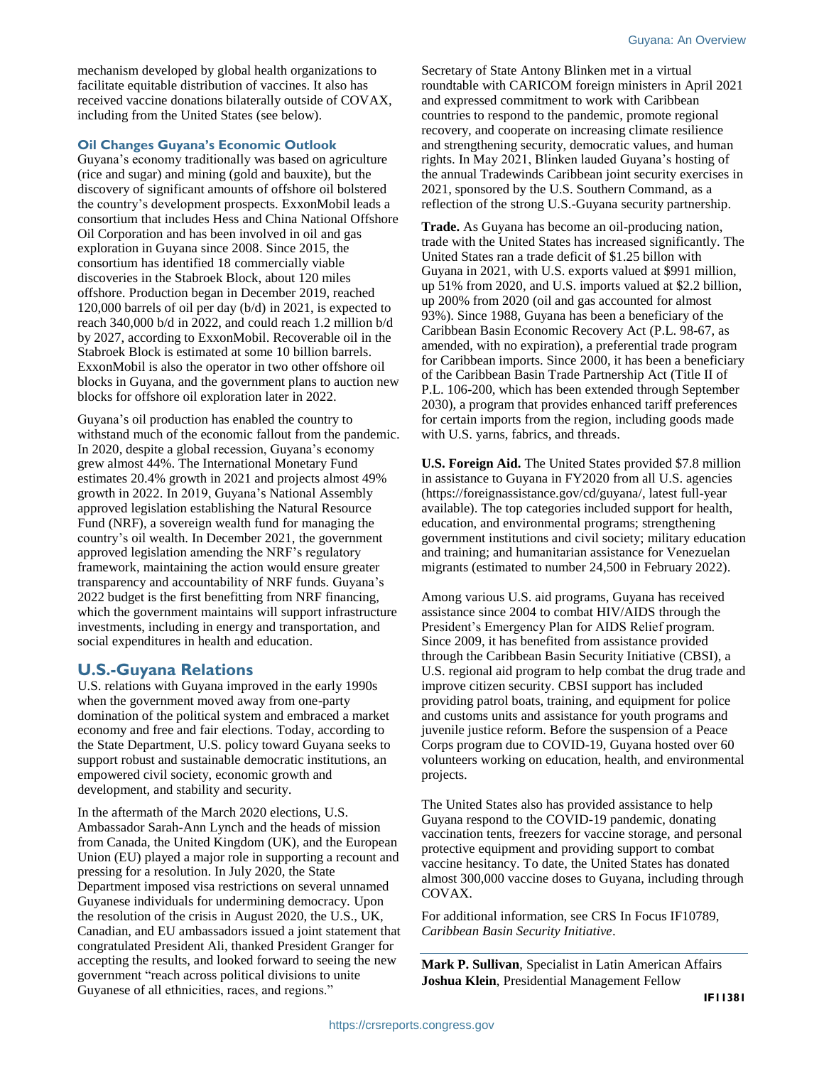mechanism developed by global health organizations to facilitate equitable distribution of vaccines. It also has received vaccine donations bilaterally outside of COVAX, including from the United States (see below).

### Oil Changes Guyana's Economic Outlook

Guyana's economy traditionally was based on agriculture (rice and sugar) and mining (gold and bauxite), but the discovery of significant amounts of offshore oil bolstered the country's development prospects. ExxonMobil leads a consortium that includes Hess and China National Offshore Oil Corporation and has been involved in oil and gas exploration in Guyana since 2008. Since 2015, the consortium has identified 18 commercially viable discoveries in the Stabroek Block, about 120 miles offshore. Production began in December 2019, reached 120,000 barrels of oil per day (b/d) in 2021, is expected to reach 340,000 b/d in 2022, and could reach 1.2 million b/d by 2027, according to ExxonMobil. Recoverable oil in the Stabroek Block is estimated at some 10 billion barrels. ExxonMobil is also the operator in two other offshore oil blocks in Guyana, and the government plans to auction new blocks for offshore oil exploration later in 2022.

Guyana's oil production has enabled the country to withstand much of the economic fallout from the pandemic. In 2020, despite a global recession, Guyana's economy grew almost 44%. The International Monetary Fund estimates 20.4% growth in 2021 and projects almost 49% growth in 2022. In 2019, Guyana's National Assembly approved legislation establishing the Natural Resource Fund (NRF), a sovereign wealth fund for managing the country's oil wealth. In December 2021, the government approved legislation amending the NRF's regulatory framework, maintaining the action would ensure greater transparency and accountability of NRF funds. Guyana's 2022 budget is the first benefitting from NRF financing, which the government maintains will support infrastructure investments, including in energy and transportation, and social expenditures in health and education.

## U.S.-Guyana Relations

U.S. relations with Guyana improved in the early 1990s when the government moved away from one-party domination of the political system and embraced a market economy and free and fair elections. Today, according to the State Department, U.S. policy toward Guyana seeks to support robust and sustainable democratic institutions, an empowered civil society, economic growth and development, and stability and security.

In the aftermath of the March 2020 elections, U.S. Ambassador Sarah-Ann Lynch and the heads of mission from Canada, the United Kingdom (UK), and the European Union (EU) played a major role in supporting a recount and pressing for a resolution. In July 2020, the State Department imposed visa restrictions on several unnamed Guyanese individuals for undermining democracy. Upon the resolution of the crisis in August 2020, the U.S., UK, Canadian, and EU ambassadors issued a joint statement that congratulated President Ali, thanked President Granger for accepting the results, and looked forward to seeing the new government "reach across political divisions to unite Guyanese of all ethnicities, races, and regions."

Secretary of State Antony Blinken met in a virtual roundtable with CARICOM foreign ministers in April 2021 and expressed commitment to work with Caribbean countries to respond to the pandemic, promote regional recovery, and cooperate on increasing climate resilience and strengthening security, democratic values, and human rights. In May 2021, Blinken lauded Guyana's hosting of the annual Tradewinds Caribbean joint security exercises in 2021, sponsored by the U.S. Southern Command, as a reflection of the strong U.S.-Guyana security partnership.

**Trade.** As Guyana has become an oil-producing nation, trade with the United States has increased significantly. The United States ran a trade deficit of $1.25 billon with Guyana in 2021, with U.S. exports valued at $991 million, up 51% from 2020, and U.S. imports valued at $2.2 billion, up 200% from 2020 (oil and gas accounted for almost 93%). Since 1988, Guyana has been a beneficiary of the Caribbean Basin Economic Recovery Act (P.L. 98-67, as amended, with no expiration), a preferential trade program for Caribbean imports. Since 2000, it has been a beneficiary of the Caribbean Basin Trade Partnership Act (Title II of P.L. 106-200, which has been extended through September 2030), a program that provides enhanced tariff preferences for certain imports from the region, including goods made with U.S. yarns, fabrics, and threads.

**U.S. Foreign Aid.** The United States provided $7.8 million in assistance to Guyana in FY2020 from all U.S. agencies (https://foreignassistance.gov/cd/guyana/, latest full-year available). The top categories included support for health, education, and environmental programs; strengthening government institutions and civil society; military education and training; and humanitarian assistance for Venezuelan migrants (estimated to number 24,500 in February 2022).

Among various U.S. aid programs, Guyana has received assistance since 2004 to combat HIV/AIDS through the President's Emergency Plan for AIDS Relief program. Since 2009, it has benefited from assistance provided through the Caribbean Basin Security Initiative (CBSI), a U.S. regional aid program to help combat the drug trade and improve citizen security. CBSI support has included providing patrol boats, training, and equipment for police and customs units and assistance for youth programs and juvenile justice reform. Before the suspension of a Peace Corps program due to COVID-19, Guyana hosted over 60 volunteers working on education, health, and environmental projects.

The United States also has provided assistance to help Guyana respond to the COVID-19 pandemic, donating vaccination tents, freezers for vaccine storage, and personal protective equipment and providing support to combat vaccine hesitancy. To date, the United States has donated almost 300,000 vaccine doses to Guyana, including through COVAX.

For additional information, see CRS In Focus IF10789, *Caribbean Basin Security Initiative*.

---

**Mark P. Sullivan**, Specialist in Latin American Affairs
**Joshua Klein**, Presidential Management Fellow

IF11381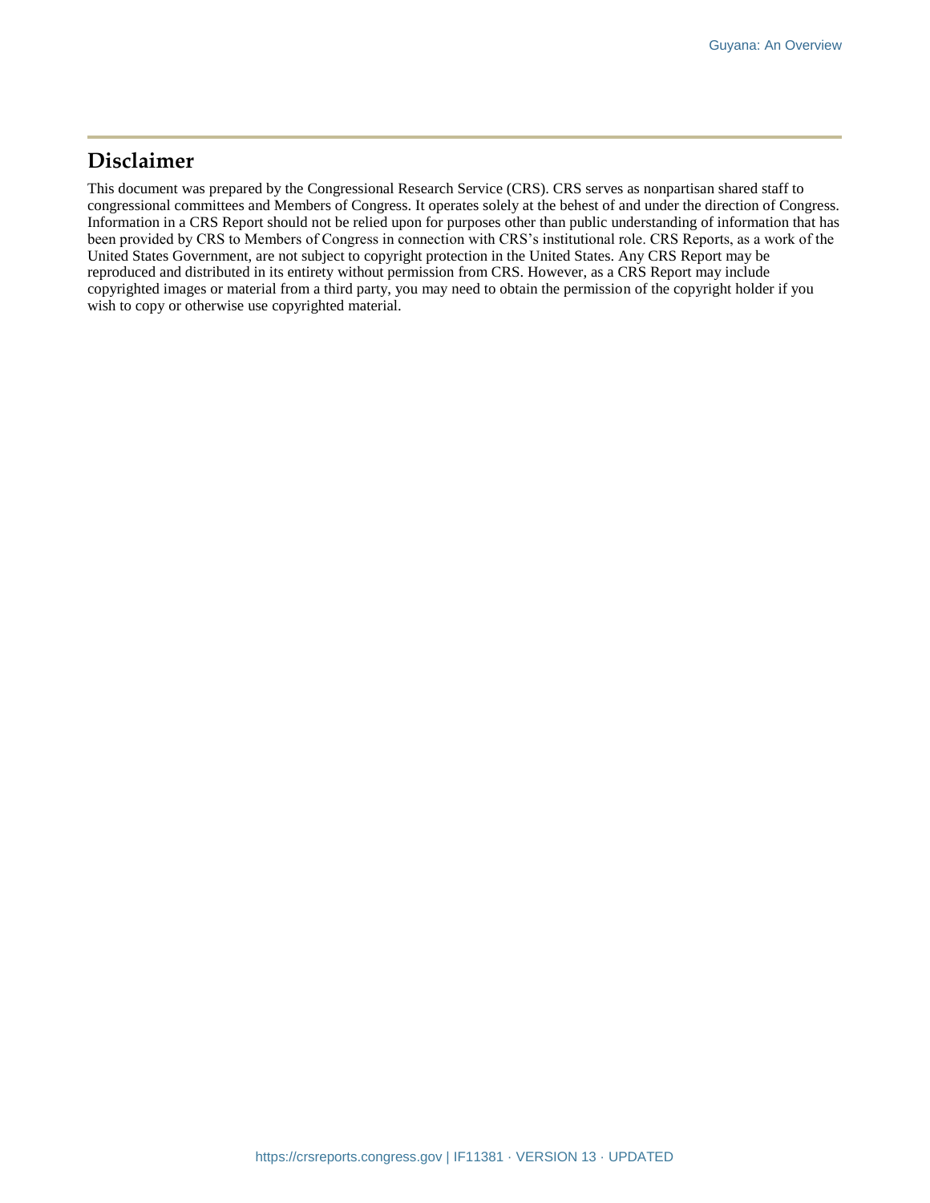## Disclaimer

This document was prepared by the Congressional Research Service (CRS). CRS serves as nonpartisan shared staff to congressional committees and Members of Congress. It operates solely at the behest of and under the direction of Congress. Information in a CRS Report should not be relied upon for purposes other than public understanding of information that has been provided by CRS to Members of Congress in connection with CRS's institutional role. CRS Reports, as a work of the United States Government, are not subject to copyright protection in the United States. Any CRS Report may be reproduced and distributed in its entirety without permission from CRS. However, as a CRS Report may include copyrighted images or material from a third party, you may need to obtain the permission of the copyright holder if you wish to copy or otherwise use copyrighted material.